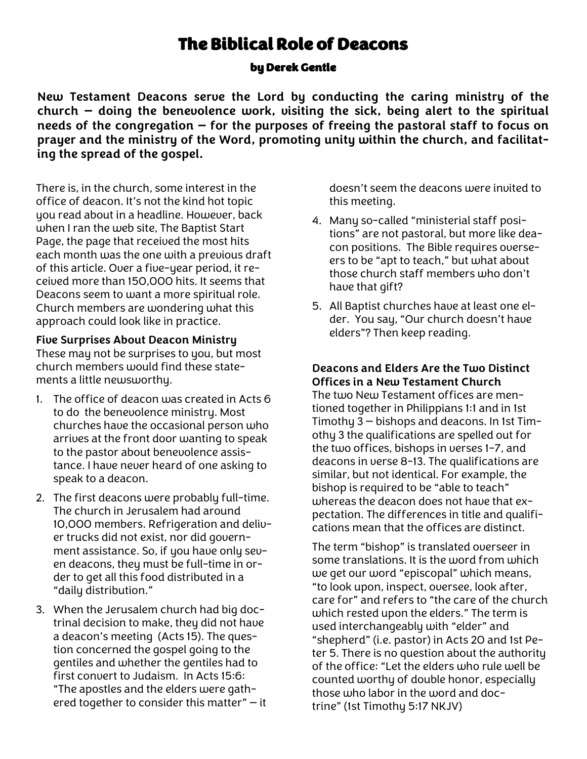# The Biblical Role of Deacons

**by Derek Gentle**

**New Testament Deacons serve the Lord by conducting the caring ministry of the church — doing the benevolence work, visiting the sick, being alert to the spiritual needs of the congregation — for the purposes of freeing the pastoral staff to focus on prayer and the ministry of the Word, promoting unity within the church, and facilitating the spread of the gospel.**

There is, in the church, some interest in the office of deacon. It's not the kind hot topic you read about in a headline. However, back when I ran the web site, The Baptist Start Page, the page that received the most hits each month was the one with a previous draft of this article. Over a five-year period, it received more than 150,000 hits. It seems that Deacons seem to want a more spiritual role. Church members are wondering what this approach could look like in practice.

**Five Surprises About Deacon Ministry**

These may not be surprises to you, but most church members would find these statements a little newsworthy.

1. The office of deacon was created in Acts 6 to do the benevolence ministry. Most churches have the occasional person who arrives at the front door wanting to speak to the pastor about benevolence assistance. I have never heard of one asking to speak to a deacon.
2. The first deacons were probably full-time. The church in Jerusalem had around 10,000 members. Refrigeration and deliver trucks did not exist, nor did government assistance. So, if you have only seven deacons, they must be full-time in order to get all this food distributed in a "daily distribution."
3. When the Jerusalem church had big doctrinal decision to make, they did not have a deacon's meeting (Acts 15). The question concerned the gospel going to the gentiles and whether the gentiles had to first convert to Judaism. In Acts 15:6: "The apostles and the elders were gathered together to consider this matter" — it doesn't seem the deacons were invited to this meeting.
4. Many so-called "ministerial staff positions" are not pastoral, but more like deacon positions. The Bible requires overseers to be "apt to teach," but what about those church staff members who don't have that gift?
5. All Baptist churches have at least one elder. You say, "Our church doesn't have elders"? Then keep reading.

**Deacons and Elders Are the Two Distinct Offices in a New Testament Church**

The two New Testament offices are mentioned together in Philippians 1:1 and in 1st Timothy 3 — bishops and deacons. In 1st Timothy 3 the qualifications are spelled out for the two offices, bishops in verses 1-7, and deacons in verse 8-13. The qualifications are similar, but not identical. For example, the bishop is required to be "able to teach" whereas the deacon does not have that expectation. The differences in title and qualifications mean that the offices are distinct.

The term "bishop" is translated overseer in some translations. It is the word from which we get our word "episcopal" which means, "to look upon, inspect, oversee, look after, care for" and refers to "the care of the church which rested upon the elders." The term is used interchangeably with "elder" and "shepherd" (i.e. pastor) in Acts 20 and 1st Peter 5. There is no question about the authority of the office: "Let the elders who rule well be counted worthy of double honor, especially those who labor in the word and doctrine" (1st Timothy 5:17 NKJV)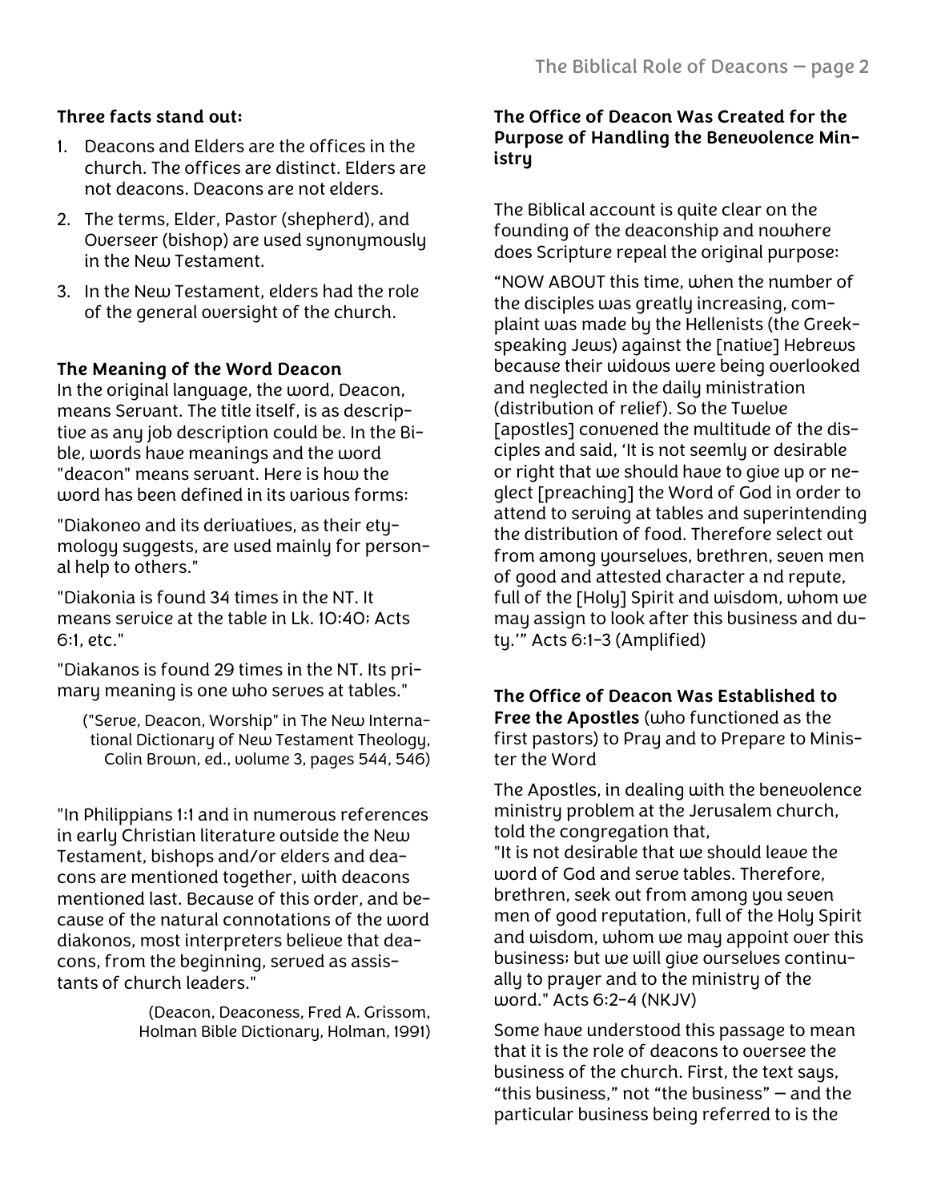**Three facts stand out:**

1. Deacons and Elders are the offices in the church. The offices are distinct. Elders are not deacons. Deacons are not elders.
2. The terms, Elder, Pastor (shepherd), and Overseer (bishop) are used synonymously in the New Testament.
3. In the New Testament, elders had the role of the general oversight of the church.

**The Meaning of the Word Deacon**
In the original language, the word, Deacon, means Servant. The title itself, is as descriptive as any job description could be. In the Bible, words have meanings and the word "deacon" means servant. Here is how the word has been defined in its various forms:

"Diakoneo and its derivatives, as their etymology suggests, are used mainly for personal help to others."

"Diakonia is found 34 times in the NT. It means service at the table in Lk. 10:40; Acts 6:1, etc."

"Diakanos is found 29 times in the NT. Its primary meaning is one who serves at tables."

("Serve, Deacon, Worship" in The New International Dictionary of New Testament Theology, Colin Brown, ed., volume 3, pages 544, 546)

"In Philippians 1:1 and in numerous references in early Christian literature outside the New Testament, bishops and/or elders and deacons are mentioned together, with deacons mentioned last. Because of this order, and because of the natural connotations of the word diakonos, most interpreters believe that deacons, from the beginning, served as assistants of church leaders."

(Deacon, Deaconess, Fred A. Grissom, Holman Bible Dictionary, Holman, 1991)

**The Office of Deacon Was Created for the Purpose of Handling the Benevolence Ministry**

The Biblical account is quite clear on the founding of the deaconship and nowhere does Scripture repeal the original purpose:

"NOW ABOUT this time, when the number of the disciples was greatly increasing, complaint was made by the Hellenists (the Greek-speaking Jews) against the [native] Hebrews because their widows were being overlooked and neglected in the daily ministration (distribution of relief). So the Twelve [apostles] convened the multitude of the disciples and said, 'It is not seemly or desirable or right that we should have to give up or neglect [preaching] the Word of God in order to attend to serving at tables and superintending the distribution of food. Therefore select out from among yourselves, brethren, seven men of good and attested character a nd repute, full of the [Holy] Spirit and wisdom, whom we may assign to look after this business and duty.'" Acts 6:1-3 (Amplified)

**The Office of Deacon Was Established to Free the Apostles** (who functioned as the first pastors) to Pray and to Prepare to Minister the Word

The Apostles, in dealing with the benevolence ministry problem at the Jerusalem church, told the congregation that,
"It is not desirable that we should leave the word of God and serve tables. Therefore, brethren, seek out from among you seven men of good reputation, full of the Holy Spirit and wisdom, whom we may appoint over this business; but we will give ourselves continually to prayer and to the ministry of the word." Acts 6:2-4 (NKJV)

Some have understood this passage to mean that it is the role of deacons to oversee the business of the church. First, the text says, "this business," not "the business" — and the particular business being referred to is the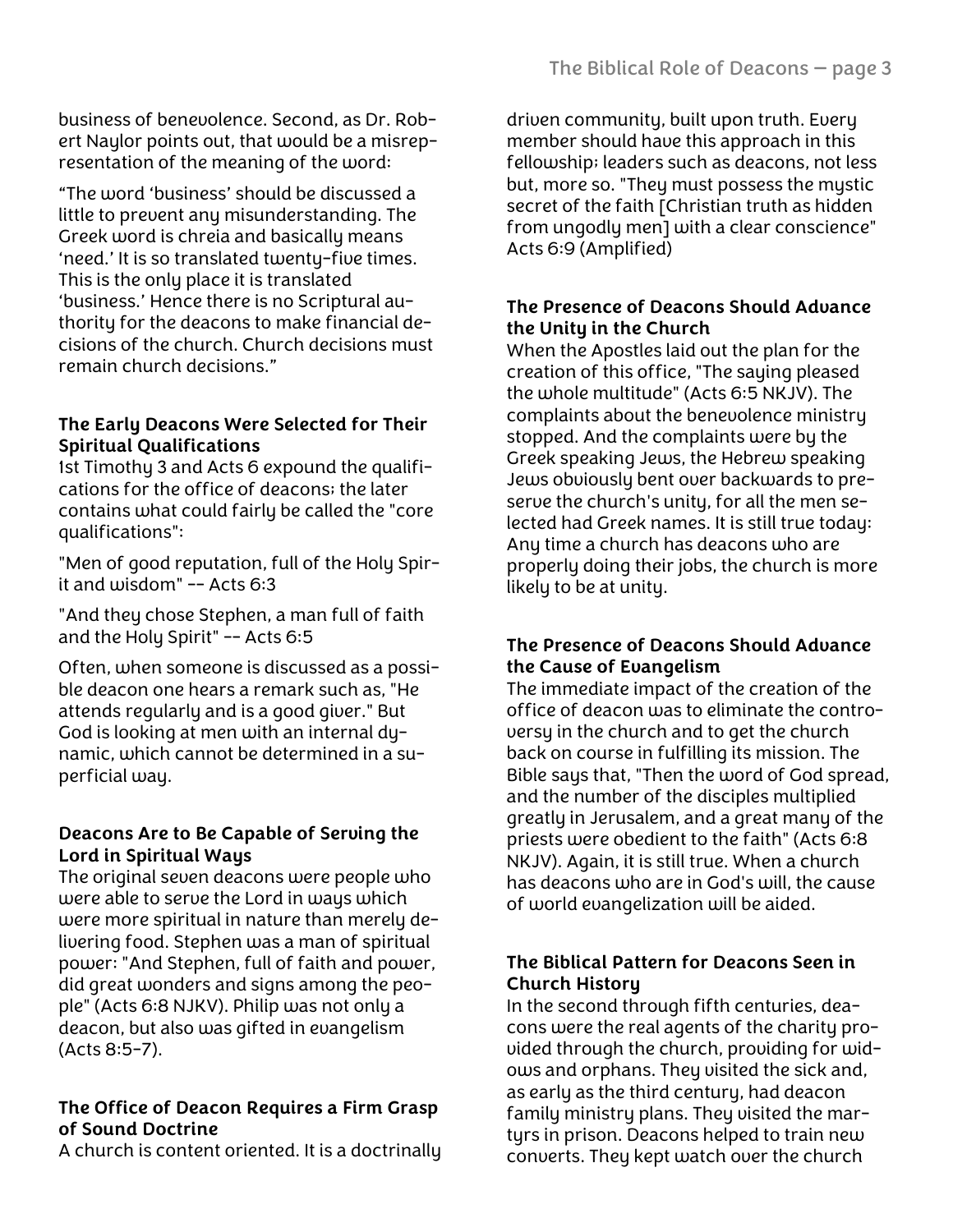business of benevolence. Second, as Dr. Robert Naylor points out, that would be a misrepresentation of the meaning of the word:

“The word ‘business’ should be discussed a little to prevent any misunderstanding. The Greek word is chreia and basically means ‘need.’ It is so translated twenty-five times. This is the only place it is translated ‘business.’ Hence there is no Scriptural authority for the deacons to make financial decisions of the church. Church decisions must remain church decisions.”

### The Early Deacons Were Selected for Their Spiritual Qualifications

1st Timothy 3 and Acts 6 expound the qualifications for the office of deacons; the later contains what could fairly be called the "core qualifications":

"Men of good reputation, full of the Holy Spirit and wisdom" -- Acts 6:3

"And they chose Stephen, a man full of faith and the Holy Spirit" -- Acts 6:5

Often, when someone is discussed as a possible deacon one hears a remark such as, "He attends regularly and is a good giver." But God is looking at men with an internal dynamic, which cannot be determined in a superficial way.

### Deacons Are to Be Capable of Serving the Lord in Spiritual Ways

The original seven deacons were people who were able to serve the Lord in ways which were more spiritual in nature than merely delivering food. Stephen was a man of spiritual power: "And Stephen, full of faith and power, did great wonders and signs among the people" (Acts 6:8 NJKV). Philip was not only a deacon, but also was gifted in evangelism (Acts 8:5-7).

### The Office of Deacon Requires a Firm Grasp of Sound Doctrine

A church is content oriented. It is a doctrinally driven community, built upon truth. Every member should have this approach in this fellowship; leaders such as deacons, not less but, more so. "They must possess the mystic secret of the faith [Christian truth as hidden from ungodly men] with a clear conscience" Acts 6:9 (Amplified)

### The Presence of Deacons Should Advance the Unity in the Church

When the Apostles laid out the plan for the creation of this office, "The saying pleased the whole multitude" (Acts 6:5 NKJV). The complaints about the benevolence ministry stopped. And the complaints were by the Greek speaking Jews, the Hebrew speaking Jews obviously bent over backwards to preserve the church's unity, for all the men selected had Greek names. It is still true today: Any time a church has deacons who are properly doing their jobs, the church is more likely to be at unity.

### The Presence of Deacons Should Advance the Cause of Evangelism

The immediate impact of the creation of the office of deacon was to eliminate the controversy in the church and to get the church back on course in fulfilling its mission. The Bible says that, "Then the word of God spread, and the number of the disciples multiplied greatly in Jerusalem, and a great many of the priests were obedient to the faith" (Acts 6:8 NKJV). Again, it is still true. When a church has deacons who are in God's will, the cause of world evangelization will be aided.

### The Biblical Pattern for Deacons Seen in Church History

In the second through fifth centuries, deacons were the real agents of the charity provided through the church, providing for widows and orphans. They visited the sick and, as early as the third century, had deacon family ministry plans. They visited the martyrs in prison. Deacons helped to train new converts. They kept watch over the church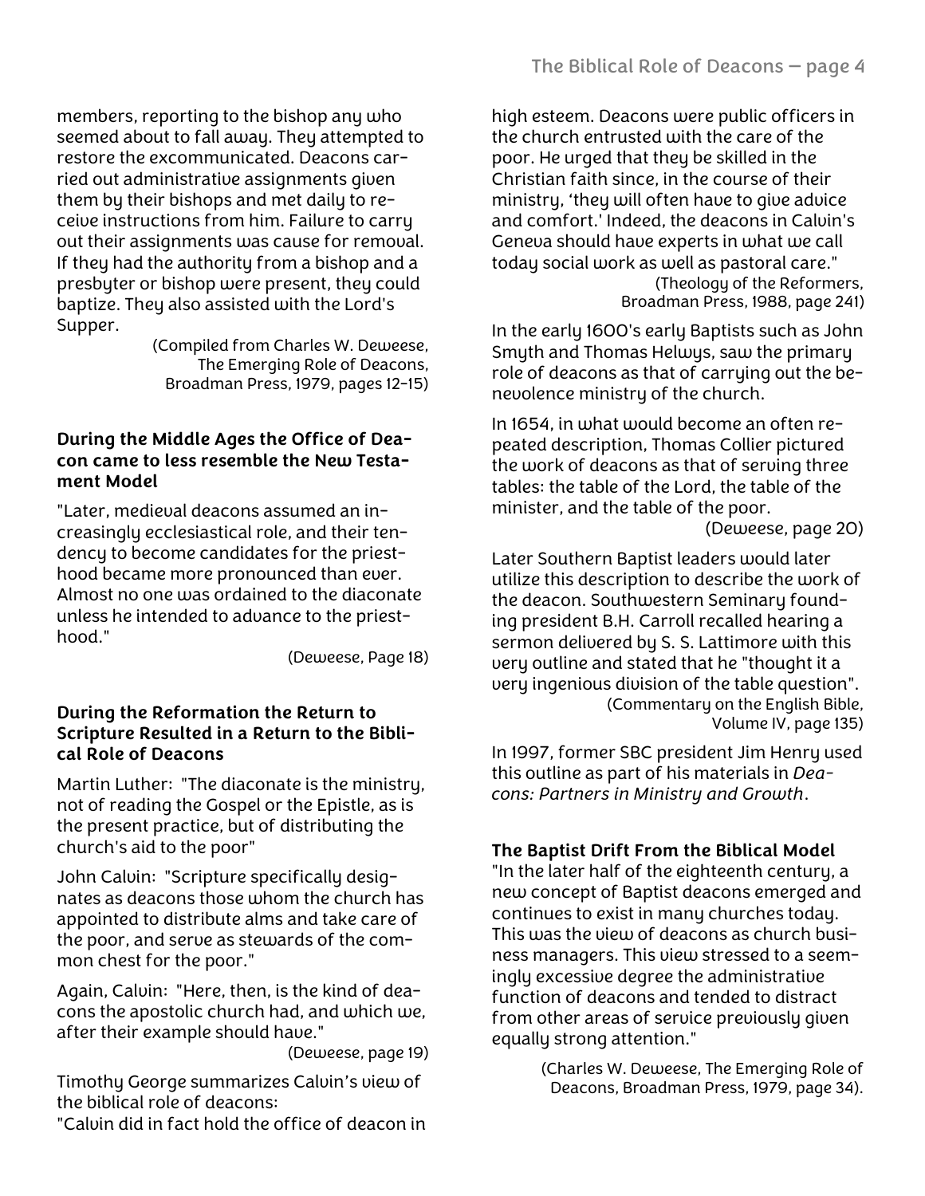members, reporting to the bishop any who seemed about to fall away. They attempted to restore the excommunicated. Deacons carried out administrative assignments given them by their bishops and met daily to receive instructions from him. Failure to carry out their assignments was cause for removal. If they had the authority from a bishop and a presbyter or bishop were present, they could baptize. They also assisted with the Lord's Supper.

(Compiled from Charles W. Deweese, The Emerging Role of Deacons, Broadman Press, 1979, pages 12-15)

### During the Middle Ages the Office of Deacon came to less resemble the New Testament Model

"Later, medieval deacons assumed an increasingly ecclesiastical role, and their tendency to become candidates for the priesthood became more pronounced than ever. Almost no one was ordained to the diaconate unless he intended to advance to the priesthood."

(Deweese, Page 18)

### During the Reformation the Return to Scripture Resulted in a Return to the Biblical Role of Deacons

Martin Luther: "The diaconate is the ministry, not of reading the Gospel or the Epistle, as is the present practice, but of distributing the church's aid to the poor"

John Calvin: "Scripture specifically designates as deacons those whom the church has appointed to distribute alms and take care of the poor, and serve as stewards of the common chest for the poor."

Again, Calvin: "Here, then, is the kind of deacons the apostolic church had, and which we, after their example should have."

(Deweese, page 19)

Timothy George summarizes Calvin's view of the biblical role of deacons:

"Calvin did in fact hold the office of deacon in high esteem. Deacons were public officers in the church entrusted with the care of the poor. He urged that they be skilled in the Christian faith since, in the course of their ministry, 'they will often have to give advice and comfort.' Indeed, the deacons in Calvin's Geneva should have experts in what we call today social work as well as pastoral care."

(Theology of the Reformers, Broadman Press, 1988, page 241)

In the early 1600's early Baptists such as John Smyth and Thomas Helwys, saw the primary role of deacons as that of carrying out the benevolence ministry of the church.

In 1654, in what would become an often repeated description, Thomas Collier pictured the work of deacons as that of serving three tables: the table of the Lord, the table of the minister, and the table of the poor.

(Deweese, page 20)

Later Southern Baptist leaders would later utilize this description to describe the work of the deacon. Southwestern Seminary founding president B.H. Carroll recalled hearing a sermon delivered by S. S. Lattimore with this very outline and stated that he "thought it a very ingenious division of the table question".

(Commentary on the English Bible, Volume IV, page 135)

In 1997, former SBC president Jim Henry used this outline as part of his materials in *Deacons: Partners in Ministry and Growth*.

### The Baptist Drift From the Biblical Model

"In the later half of the eighteenth century, a new concept of Baptist deacons emerged and continues to exist in many churches today. This was the view of deacons as church business managers. This view stressed to a seemingly excessive degree the administrative function of deacons and tended to distract from other areas of service previously given equally strong attention."

(Charles W. Deweese, The Emerging Role of Deacons, Broadman Press, 1979, page 34).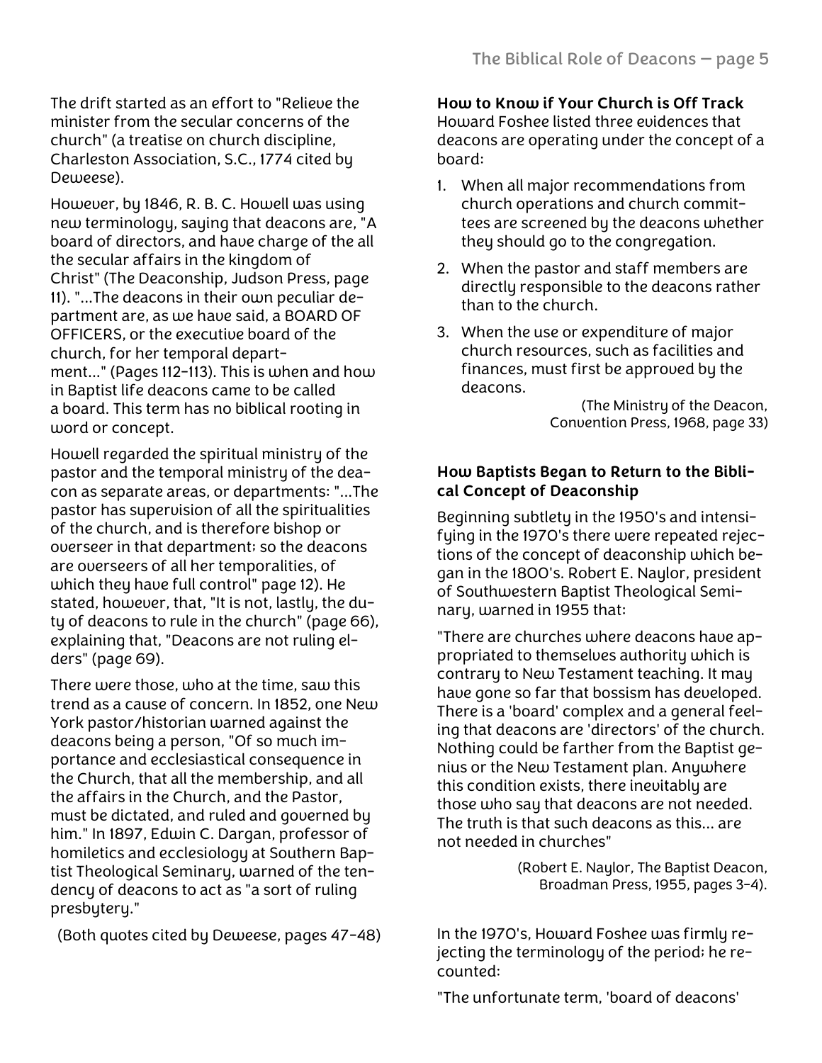The drift started as an effort to "Relieve the minister from the secular concerns of the church" (a treatise on church discipline, Charleston Association, S.C., 1774 cited by Deweese).

However, by 1846, R. B. C. Howell was using new terminology, saying that deacons are, "A board of directors, and have charge of the all the secular affairs in the kingdom of Christ" (The Deaconship, Judson Press, page 11). "...The deacons in their own peculiar department are, as we have said, a BOARD OF OFFICERS, or the executive board of the church, for her temporal department..." (Pages 112-113). This is when and how in Baptist life deacons came to be called a board. This term has no biblical rooting in word or concept.

Howell regarded the spiritual ministry of the pastor and the temporal ministry of the deacon as separate areas, or departments: "...The pastor has supervision of all the spiritualities of the church, and is therefore bishop or overseer in that department; so the deacons are overseers of all her temporalities, of which they have full control" page 12). He stated, however, that, "It is not, lastly, the duty of deacons to rule in the church" (page 66), explaining that, "Deacons are not ruling elders" (page 69).

There were those, who at the time, saw this trend as a cause of concern. In 1852, one New York pastor/historian warned against the deacons being a person, "Of so much importance and ecclesiastical consequence in the Church, that all the membership, and all the affairs in the Church, and the Pastor, must be dictated, and ruled and governed by him." In 1897, Edwin C. Dargan, professor of homiletics and ecclesiology at Southern Baptist Theological Seminary, warned of the tendency of deacons to act as "a sort of ruling presbytery."

(Both quotes cited by Deweese, pages 47-48)

**How to Know if Your Church is Off Track**
Howard Foshee listed three evidences that deacons are operating under the concept of a board:

1. When all major recommendations from church operations and church committees are screened by the deacons whether they should go to the congregation.
2. When the pastor and staff members are directly responsible to the deacons rather than to the church.
3. When the use or expenditure of major church resources, such as facilities and finances, must first be approved by the deacons.

(The Ministry of the Deacon, Convention Press, 1968, page 33)

**How Baptists Began to Return to the Biblical Concept of Deaconship**

Beginning subtlety in the 1950's and intensifying in the 1970's there were repeated rejections of the concept of deaconship which began in the 1800's. Robert E. Naylor, president of Southwestern Baptist Theological Seminary, warned in 1955 that:

"There are churches where deacons have appropriated to themselves authority which is contrary to New Testament teaching. It may have gone so far that bossism has developed. There is a 'board' complex and a general feeling that deacons are 'directors' of the church. Nothing could be farther from the Baptist genius or the New Testament plan. Anywhere this condition exists, there inevitably are those who say that deacons are not needed. The truth is that such deacons as this... are not needed in churches"

(Robert E. Naylor, The Baptist Deacon, Broadman Press, 1955, pages 3-4).

In the 1970's, Howard Foshee was firmly rejecting the terminology of the period; he recounted:

"The unfortunate term, 'board of deacons'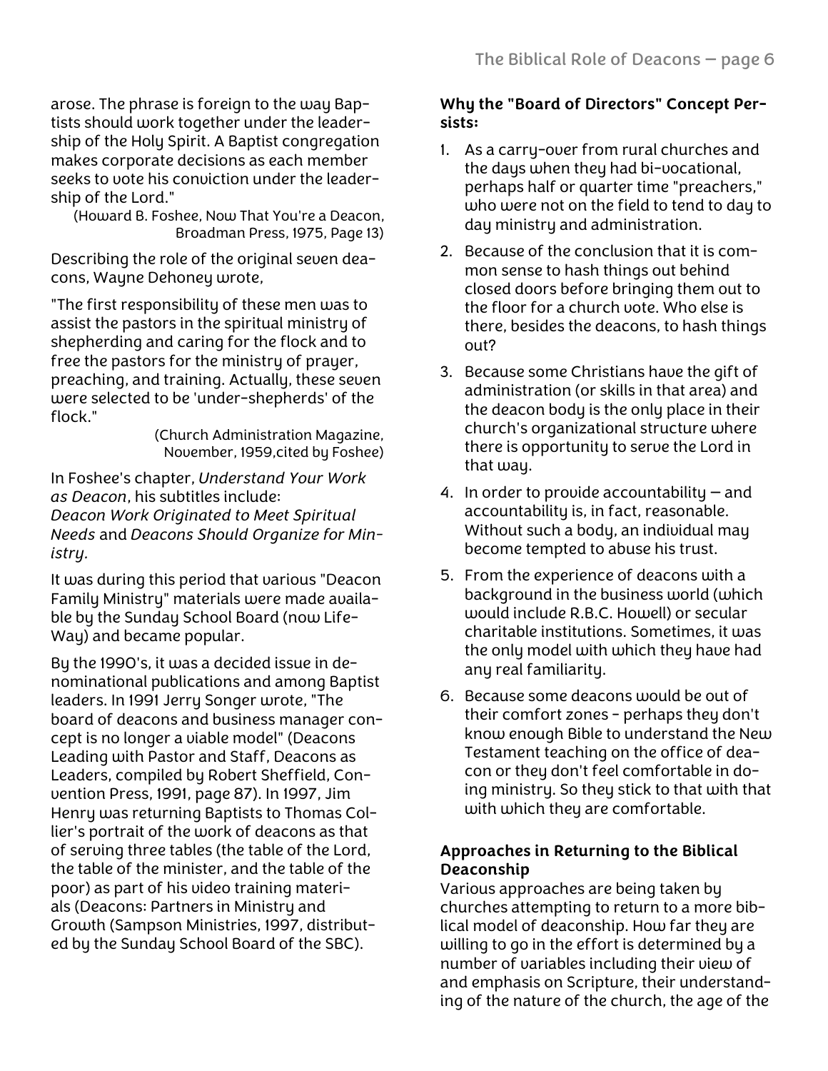arose. The phrase is foreign to the way Baptists should work together under the leadership of the Holy Spirit. A Baptist congregation makes corporate decisions as each member seeks to vote his conviction under the leadership of the Lord."

(Howard B. Foshee, Now That You're a Deacon, Broadman Press, 1975, Page 13)

Describing the role of the original seven deacons, Wayne Dehoney wrote,

"The first responsibility of these men was to assist the pastors in the spiritual ministry of shepherding and caring for the flock and to free the pastors for the ministry of prayer, preaching, and training. Actually, these seven were selected to be 'under-shepherds' of the flock."

(Church Administration Magazine, November, 1959,cited by Foshee)

In Foshee's chapter, *Understand Your Work as Deacon*, his subtitles include: *Deacon Work Originated to Meet Spiritual Needs* and *Deacons Should Organize for Ministry.*

It was during this period that various "Deacon Family Ministry" materials were made available by the Sunday School Board (now LifeWay) and became popular.

By the 1990's, it was a decided issue in denominational publications and among Baptist leaders. In 1991 Jerry Songer wrote, "The board of deacons and business manager concept is no longer a viable model" (Deacons Leading with Pastor and Staff, Deacons as Leaders, compiled by Robert Sheffield, Convention Press, 1991, page 87). In 1997, Jim Henry was returning Baptists to Thomas Collier's portrait of the work of deacons as that of serving three tables (the table of the Lord, the table of the minister, and the table of the poor) as part of his video training materials (Deacons: Partners in Ministry and Growth (Sampson Ministries, 1997, distributed by the Sunday School Board of the SBC).

**Why the "Board of Directors" Concept Persists:**

1. As a carry-over from rural churches and the days when they had bi-vocational, perhaps half or quarter time "preachers," who were not on the field to tend to day to day ministry and administration.
2. Because of the conclusion that it is common sense to hash things out behind closed doors before bringing them out to the floor for a church vote. Who else is there, besides the deacons, to hash things out?
3. Because some Christians have the gift of administration (or skills in that area) and the deacon body is the only place in their church's organizational structure where there is opportunity to serve the Lord in that way.
4. In order to provide accountability — and accountability is, in fact, reasonable. Without such a body, an individual may become tempted to abuse his trust.
5. From the experience of deacons with a background in the business world (which would include R.B.C. Howell) or secular charitable institutions. Sometimes, it was the only model with which they have had any real familiarity.
6. Because some deacons would be out of their comfort zones - perhaps they don't know enough Bible to understand the New Testament teaching on the office of deacon or they don't feel comfortable in doing ministry. So they stick to that with that with which they are comfortable.

**Approaches in Returning to the Biblical Deaconship**

Various approaches are being taken by churches attempting to return to a more biblical model of deaconship. How far they are willing to go in the effort is determined by a number of variables including their view of and emphasis on Scripture, their understanding of the nature of the church, the age of the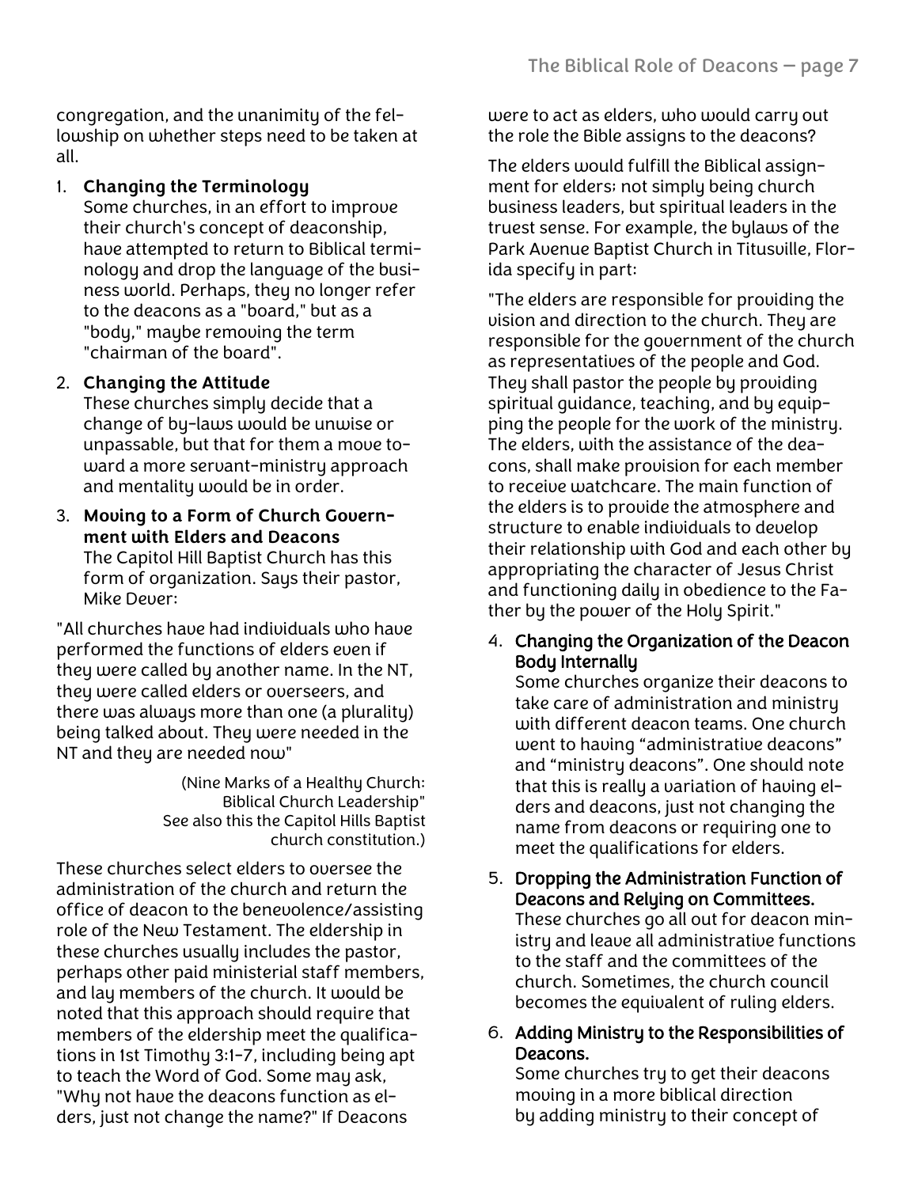congregation, and the unanimity of the fellowship on whether steps need to be taken at all.

1. **Changing the Terminology**
   Some churches, in an effort to improve their church's concept of deaconship, have attempted to return to Biblical terminology and drop the language of the business world. Perhaps, they no longer refer to the deacons as a "board," but as a "body," maybe removing the term "chairman of the board".

2. **Changing the Attitude**
   These churches simply decide that a change of by-laws would be unwise or unpassable, but that for them a move toward a more servant-ministry approach and mentality would be in order.

3. **Moving to a Form of Church Government with Elders and Deacons**
   The Capitol Hill Baptist Church has this form of organization. Says their pastor, Mike Dever:

"All churches have had individuals who have performed the functions of elders even if they were called by another name. In the NT, they were called elders or overseers, and there was always more than one (a plurality) being talked about. They were needed in the NT and they are needed now"

(Nine Marks of a Healthy Church: Biblical Church Leadership" See also this the Capitol Hills Baptist church constitution.)

These churches select elders to oversee the administration of the church and return the office of deacon to the benevolence/assisting role of the New Testament. The eldership in these churches usually includes the pastor, perhaps other paid ministerial staff members, and lay members of the church. It would be noted that this approach should require that members of the eldership meet the qualifications in 1st Timothy 3:1-7, including being apt to teach the Word of God. Some may ask, "Why not have the deacons function as elders, just not change the name?" If Deacons were to act as elders, who would carry out the role the Bible assigns to the deacons?

The elders would fulfill the Biblical assignment for elders; not simply being church business leaders, but spiritual leaders in the truest sense. For example, the bylaws of the Park Avenue Baptist Church in Titusville, Florida specify in part:

"The elders are responsible for providing the vision and direction to the church. They are responsible for the government of the church as representatives of the people and God. They shall pastor the people by providing spiritual guidance, teaching, and by equipping the people for the work of the ministry. The elders, with the assistance of the deacons, shall make provision for each member to receive watchcare. The main function of the elders is to provide the atmosphere and structure to enable individuals to develop their relationship with God and each other by appropriating the character of Jesus Christ and functioning daily in obedience to the Father by the power of the Holy Spirit."

4. **Changing the Organization of the Deacon Body Internally**
   Some churches organize their deacons to take care of administration and ministry with different deacon teams. One church went to having "administrative deacons" and "ministry deacons". One should note that this is really a variation of having elders and deacons, just not changing the name from deacons or requiring one to meet the qualifications for elders.

5. **Dropping the Administration Function of Deacons and Relying on Committees.**
   These churches go all out for deacon ministry and leave all administrative functions to the staff and the committees of the church. Sometimes, the church council becomes the equivalent of ruling elders.

6. **Adding Ministry to the Responsibilities of Deacons.**
   Some churches try to get their deacons moving in a more biblical direction by adding ministry to their concept of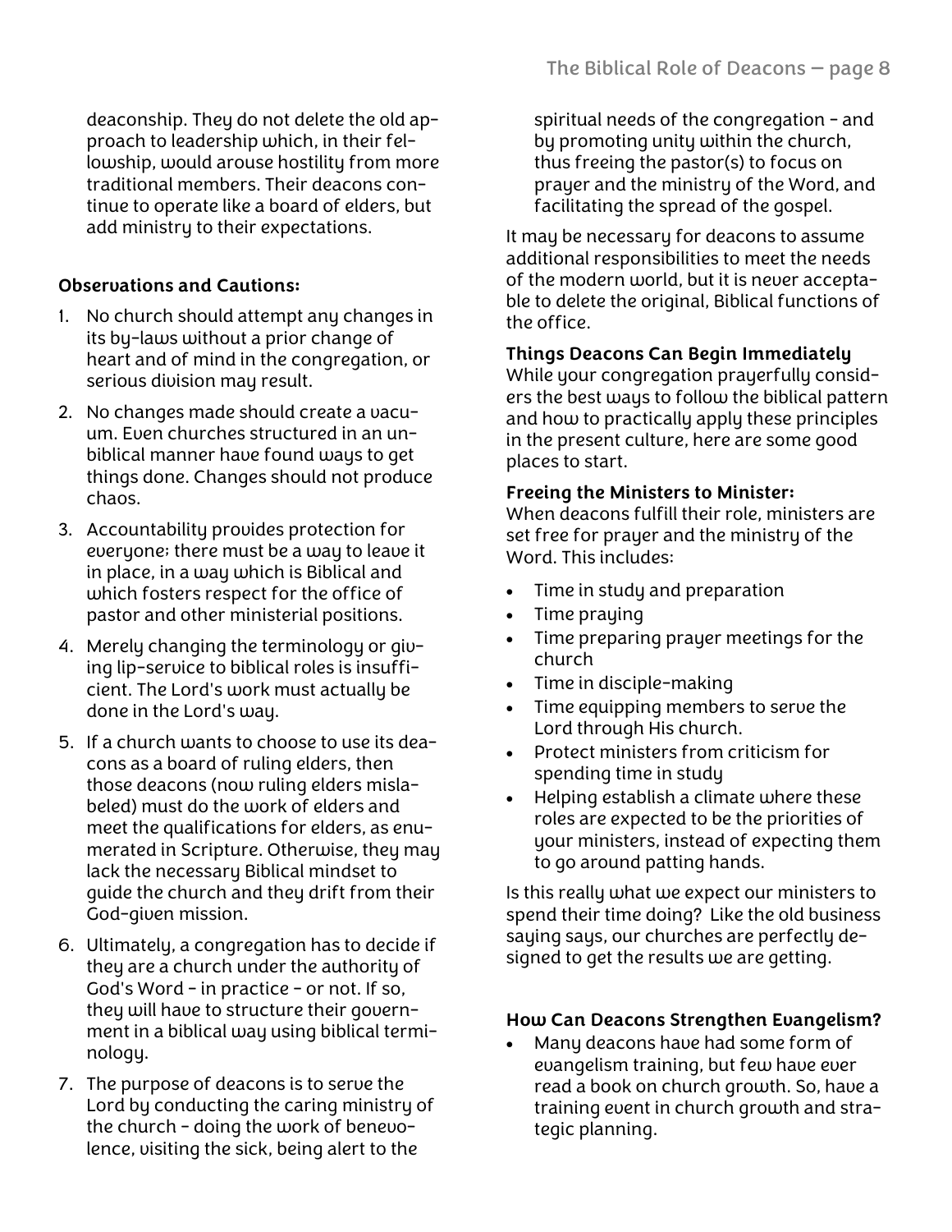deaconship. They do not delete the old approach to leadership which, in their fellowship, would arouse hostility from more traditional members. Their deacons continue to operate like a board of elders, but add ministry to their expectations.

**Observations and Cautions:**

1. No church should attempt any changes in its by-laws without a prior change of heart and of mind in the congregation, or serious division may result.
2. No changes made should create a vacuum. Even churches structured in an unbiblical manner have found ways to get things done. Changes should not produce chaos.
3. Accountability provides protection for everyone; there must be a way to leave it in place, in a way which is Biblical and which fosters respect for the office of pastor and other ministerial positions.
4. Merely changing the terminology or giving lip-service to biblical roles is insufficient. The Lord's work must actually be done in the Lord's way.
5. If a church wants to choose to use its deacons as a board of ruling elders, then those deacons (now ruling elders mislabeled) must do the work of elders and meet the qualifications for elders, as enumerated in Scripture. Otherwise, they may lack the necessary Biblical mindset to guide the church and they drift from their God-given mission.
6. Ultimately, a congregation has to decide if they are a church under the authority of God's Word - in practice - or not. If so, they will have to structure their government in a biblical way using biblical terminology.
7. The purpose of deacons is to serve the Lord by conducting the caring ministry of the church - doing the work of benevolence, visiting the sick, being alert to the spiritual needs of the congregation - and by promoting unity within the church, thus freeing the pastor(s) to focus on prayer and the ministry of the Word, and facilitating the spread of the gospel.

It may be necessary for deacons to assume additional responsibilities to meet the needs of the modern world, but it is never acceptable to delete the original, Biblical functions of the office.

**Things Deacons Can Begin Immediately**

While your congregation prayerfully considers the best ways to follow the biblical pattern and how to practically apply these principles in the present culture, here are some good places to start.

**Freeing the Ministers to Minister:**

When deacons fulfill their role, ministers are set free for prayer and the ministry of the Word. This includes:

- Time in study and preparation
- Time praying
- Time preparing prayer meetings for the church
- Time in disciple-making
- Time equipping members to serve the Lord through His church.
- Protect ministers from criticism for spending time in study
- Helping establish a climate where these roles are expected to be the priorities of your ministers, instead of expecting them to go around patting hands.

Is this really what we expect our ministers to spend their time doing? Like the old business saying says, our churches are perfectly designed to get the results we are getting.

**How Can Deacons Strengthen Evangelism?**

- Many deacons have had some form of evangelism training, but few have ever read a book on church growth. So, have a training event in church growth and strategic planning.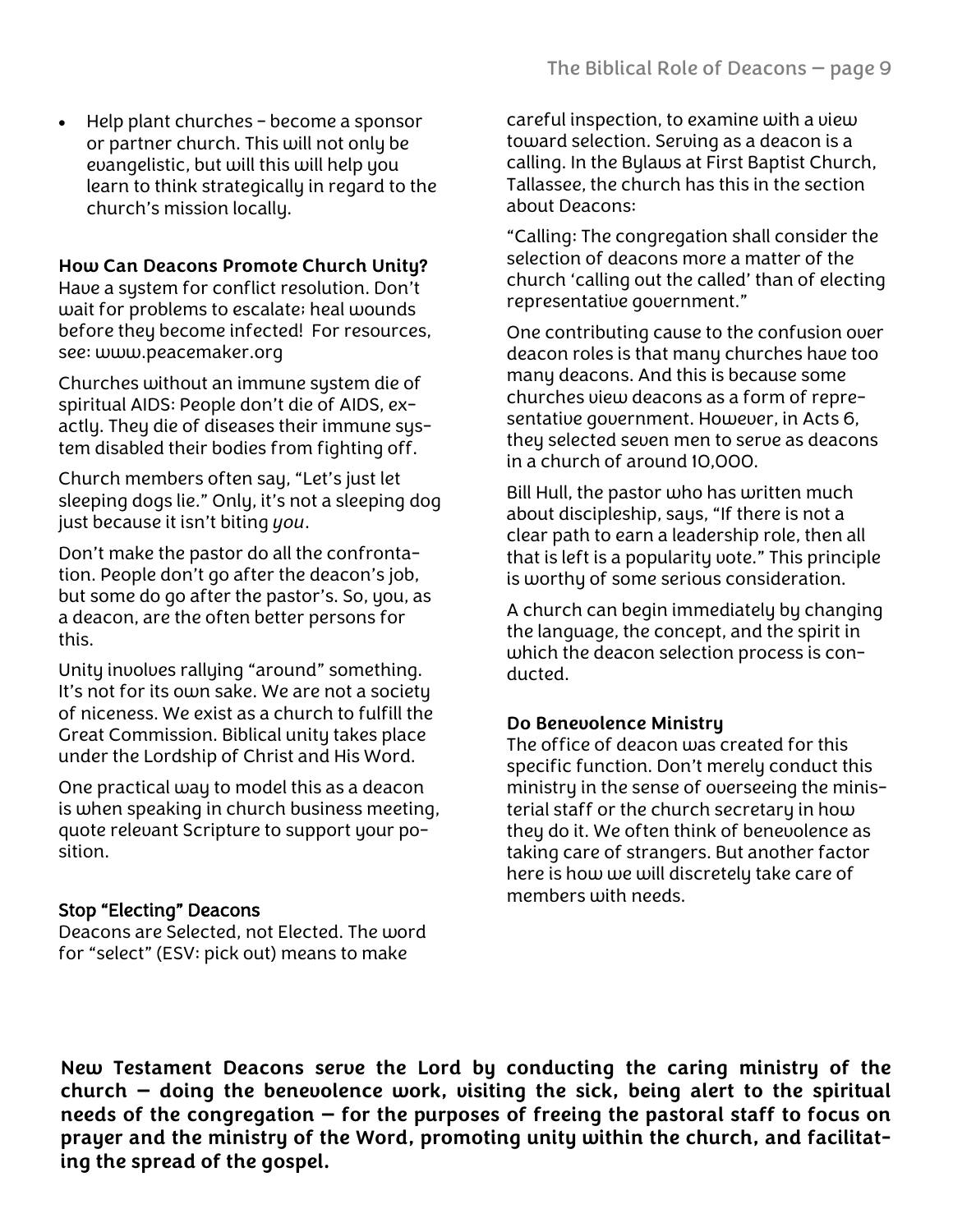- Help plant churches – become a sponsor or partner church. This will not only be evangelistic, but will this will help you learn to think strategically in regard to the church's mission locally.

### How Can Deacons Promote Church Unity?

Have a system for conflict resolution. Don't wait for problems to escalate; heal wounds before they become infected! For resources, see: www.peacemaker.org

Churches without an immune system die of spiritual AIDS: People don't die of AIDS, exactly. They die of diseases their immune system disabled their bodies from fighting off.

Church members often say, "Let's just let sleeping dogs lie." Only, it's not a sleeping dog just because it isn't biting *you*.

Don't make the pastor do all the confrontation. People don't go after the deacon's job, but some do go after the pastor's. So, you, as a deacon, are the often better persons for this.

Unity involves rallying "around" something. It's not for its own sake. We are not a society of niceness. We exist as a church to fulfill the Great Commission. Biblical unity takes place under the Lordship of Christ and His Word.

One practical way to model this as a deacon is when speaking in church business meeting, quote relevant Scripture to support your position.

### Stop "Electing" Deacons

Deacons are Selected, not Elected. The word for "select" (ESV: pick out) means to make careful inspection, to examine with a view toward selection. Serving as a deacon is a calling. In the Bylaws at First Baptist Church, Tallassee, the church has this in the section about Deacons:

"Calling: The congregation shall consider the selection of deacons more a matter of the church 'calling out the called' than of electing representative government."

One contributing cause to the confusion over deacon roles is that many churches have too many deacons. And this is because some churches view deacons as a form of representative government. However, in Acts 6, they selected seven men to serve as deacons in a church of around 10,000.

Bill Hull, the pastor who has written much about discipleship, says, "If there is not a clear path to earn a leadership role, then all that is left is a popularity vote." This principle is worthy of some serious consideration.

A church can begin immediately by changing the language, the concept, and the spirit in which the deacon selection process is conducted.

### Do Benevolence Ministry

The office of deacon was created for this specific function. Don't merely conduct this ministry in the sense of overseeing the ministerial staff or the church secretary in how they do it. We often think of benevolence as taking care of strangers. But another factor here is how we will discretely take care of members with needs.

**New Testament Deacons serve the Lord by conducting the caring ministry of the church — doing the benevolence work, visiting the sick, being alert to the spiritual needs of the congregation — for the purposes of freeing the pastoral staff to focus on prayer and the ministry of the Word, promoting unity within the church, and facilitating the spread of the gospel.**